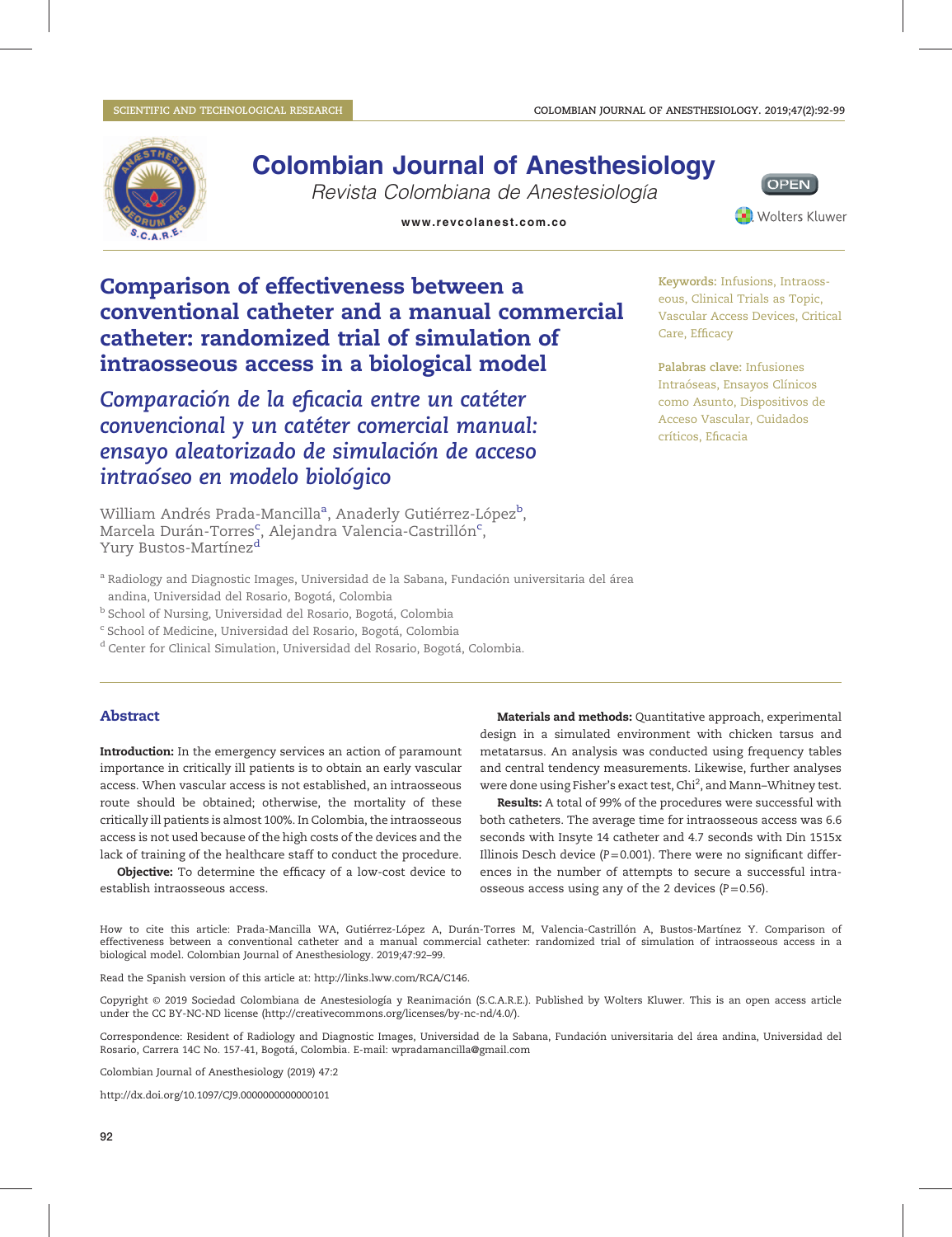SCIENTIFIC AND TECHNOLOGICAL RESEARCH

# Comparison of effectiveness between a conventional catheter and a manual commercial catheter: randomized trial of simulation of intraosseous access in a biological model

## *Comparación de la eficacia entre un catéter convencional y un catéter comercial manual: ensayo aleatorizado de simulación de acceso intraóseo en modelo biológico*

William Andrés Prada-Mancilla[a], Anaderly Gutiérrez-López[b], Marcela Durán-Torres[c], Alejandra Valencia-Castrillón[c], Yury Bustos-Martínez[d]

[a] Radiology and Diagnostic Images, Universidad de la Sabana, Fundación universitaria del área andina, Universidad del Rosario, Bogotá, Colombia
[b] School of Nursing, Universidad del Rosario, Bogotá, Colombia
[c] School of Medicine, Universidad del Rosario, Bogotá, Colombia
[d] Center for Clinical Simulation, Universidad del Rosario, Bogotá, Colombia.

**Keywords:** Infusions, Intraosseous, Clinical Trials as Topic, Vascular Access Devices, Critical Care, Efficacy

**Palabras clave:** Infusiones Intraóseas, Ensayos Clínicos como Asunto, Dispositivos de Acceso Vascular, Cuidados críticos, Eficacia

## Abstract

**Introduction:** In the emergency services an action of paramount importance in critically ill patients is to obtain an early vascular access. When vascular access is not established, an intraosseous route should be obtained; otherwise, the mortality of these critically ill patients is almost 100%. In Colombia, the intraosseous access is not used because of the high costs of the devices and the lack of training of the healthcare staff to conduct the procedure.

**Objective:** To determine the efficacy of a low-cost device to establish intraosseous access.

**Materials and methods:** Quantitative approach, experimental design in a simulated environment with chicken tarsus and metatarsus. An analysis was conducted using frequency tables and central tendency measurements. Likewise, further analyses were done using Fisher's exact test, $Chi^2$, and Mann–Whitney test.

**Results:** A total of 99% of the procedures were successful with both catheters. The average time for intraosseous access was 6.6 seconds with Insyte 14 catheter and 4.7 seconds with Din 1515x Illinois Desch device ($P=0.001$). There were no significant differences in the number of attempts to secure a successful intraosseous access using any of the 2 devices ($P=0.56$).

How to cite this article: Prada-Mancilla WA, Gutiérrez-López A, Durán-Torres M, Valencia-Castrillón A, Bustos-Martínez Y. Comparison of effectiveness between a conventional catheter and a manual commercial catheter: randomized trial of simulation of intraosseous access in a biological model. Colombian Journal of Anesthesiology. 2019;47:92–99.

Read the Spanish version of this article at: http://links.lww.com/RCA/C146.

Copyright © 2019 Sociedad Colombiana de Anestesiología y Reanimación (S.C.A.R.E.). Published by Wolters Kluwer. This is an open access article under the CC BY-NC-ND license (http://creativecommons.org/licenses/by-nc-nd/4.0/).

Correspondence: Resident of Radiology and Diagnostic Images, Universidad de la Sabana, Fundación universitaria del área andina, Universidad del Rosario, Carrera 14C No. 157-41, Bogotá, Colombia. E-mail: wpradamancilla@gmail.com

Colombian Journal of Anesthesiology (2019) 47:2

http://dx.doi.org/10.1097/CJ9.0000000000000101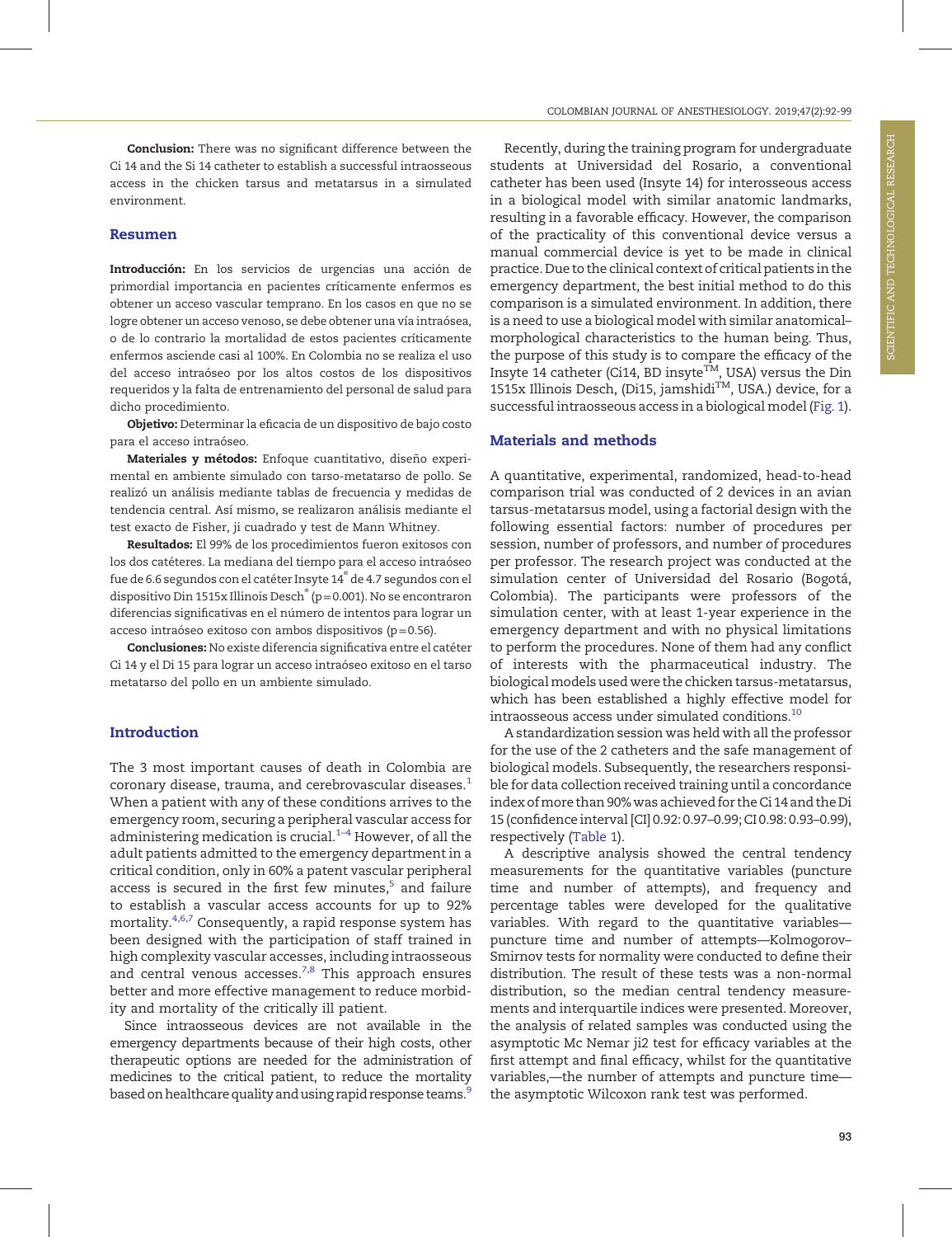**Conclusion:** There was no significant difference between the Ci 14 and the Si 14 catheter to establish a successful intraosseous access in the chicken tarsus and metatarsus in a simulated environment.

## Resumen

**Introducción:** En los servicios de urgencias una acción de primordial importancia en pacientes críticamente enfermos es obtener un acceso vascular temprano. En los casos en que no se logre obtener un acceso venoso, se debe obtener una vía intraósea, o de lo contrario la mortalidad de estos pacientes críticamente enfermos asciende casi al 100%. En Colombia no se realiza el uso del acceso intraóseo por los altos costos de los dispositivos requeridos y la falta de entrenamiento del personal de salud para dicho procedimiento.

**Objetivo:** Determinar la eficacia de un dispositivo de bajo costo para el acceso intraóseo.

**Materiales y métodos:** Enfoque cuantitativo, diseño experimental en ambiente simulado con tarso-metatarso de pollo. Se realizó un análisis mediante tablas de frecuencia y medidas de tendencia central. Así mismo, se realizaron análisis mediante el test exacto de Fisher, ji cuadrado y test de Mann Whitney.

**Resultados:** El 99% de los procedimientos fueron exitosos con los dos catéteres. La mediana del tiempo para el acceso intraóseo fue de 6.6 segundos con el catéter Insyte 14® de 4.7 segundos con el dispositivo Din 1515x Illinois Desch® ($p=0.001$). No se encontraron diferencias significativas en el número de intentos para lograr un acceso intraóseo exitoso con ambos dispositivos ($p=0.56$).

**Conclusiones:** No existe diferencia significativa entre el catéter Ci 14 y el Di 15 para lograr un acceso intraóseo exitoso en el tarso metatarso del pollo en un ambiente simulado.

## Introduction

The 3 most important causes of death in Colombia are coronary disease, trauma, and cerebrovascular diseases.[1] When a patient with any of these conditions arrives to the emergency room, securing a peripheral vascular access for administering medication is crucial.[1–4] However, of all the adult patients admitted to the emergency department in a critical condition, only in 60% a patent vascular peripheral access is secured in the first few minutes,[5] and failure to establish a vascular access accounts for up to 92% mortality.[4,6,7] Consequently, a rapid response system has been designed with the participation of staff trained in high complexity vascular accesses, including intraosseous and central venous accesses.[7,8] This approach ensures better and more effective management to reduce morbidity and mortality of the critically ill patient.

Since intraosseous devices are not available in the emergency departments because of their high costs, other therapeutic options are needed for the administration of medicines to the critical patient, to reduce the mortality based on healthcare quality and using rapid response teams.[9]

Recently, during the training program for undergraduate students at Universidad del Rosario, a conventional catheter has been used (Insyte 14) for interosseous access in a biological model with similar anatomic landmarks, resulting in a favorable efficacy. However, the comparison of the practicality of this conventional device versus a manual commercial device is yet to be made in clinical practice. Due to the clinical context of critical patients in the emergency department, the best initial method to do this comparison is a simulated environment. In addition, there is a need to use a biological model with similar anatomical–morphological characteristics to the human being. Thus, the purpose of this study is to compare the efficacy of the Insyte 14 catheter (Ci14, BD insyte™, USA) versus the Din 1515x Illinois Desch, (Di15, jamshidi™, USA.) device, for a successful intraosseous access in a biological model (Fig. 1).

## Materials and methods

A quantitative, experimental, randomized, head-to-head comparison trial was conducted of 2 devices in an avian tarsus-metatarsus model, using a factorial design with the following essential factors: number of procedures per session, number of professors, and number of procedures per professor. The research project was conducted at the simulation center of Universidad del Rosario (Bogotá, Colombia). The participants were professors of the simulation center, with at least 1-year experience in the emergency department and with no physical limitations to perform the procedures. None of them had any conflict of interests with the pharmaceutical industry. The biological models used were the chicken tarsus-metatarsus, which has been established a highly effective model for intraosseous access under simulated conditions.[10]

A standardization session was held with all the professor for the use of the 2 catheters and the safe management of biological models. Subsequently, the researchers responsible for data collection received training until a concordance index of more than 90% was achieved for the Ci 14 and the Di 15 (confidence interval [CI] 0.92: 0.97–0.99; CI 0.98: 0.93–0.99), respectively (Table 1).

A descriptive analysis showed the central tendency measurements for the quantitative variables (puncture time and number of attempts), and frequency and percentage tables were developed for the qualitative variables. With regard to the quantitative variables—puncture time and number of attempts—Kolmogorov–Smirnov tests for normality were conducted to define their distribution. The result of these tests was a non-normal distribution, so the median central tendency measurements and interquartile indices were presented. Moreover, the analysis of related samples was conducted using the asymptotic Mc Nemar ji2 test for efficacy variables at the first attempt and final efficacy, whilst for the quantitative variables,—the number of attempts and puncture time—the asymptotic Wilcoxon rank test was performed.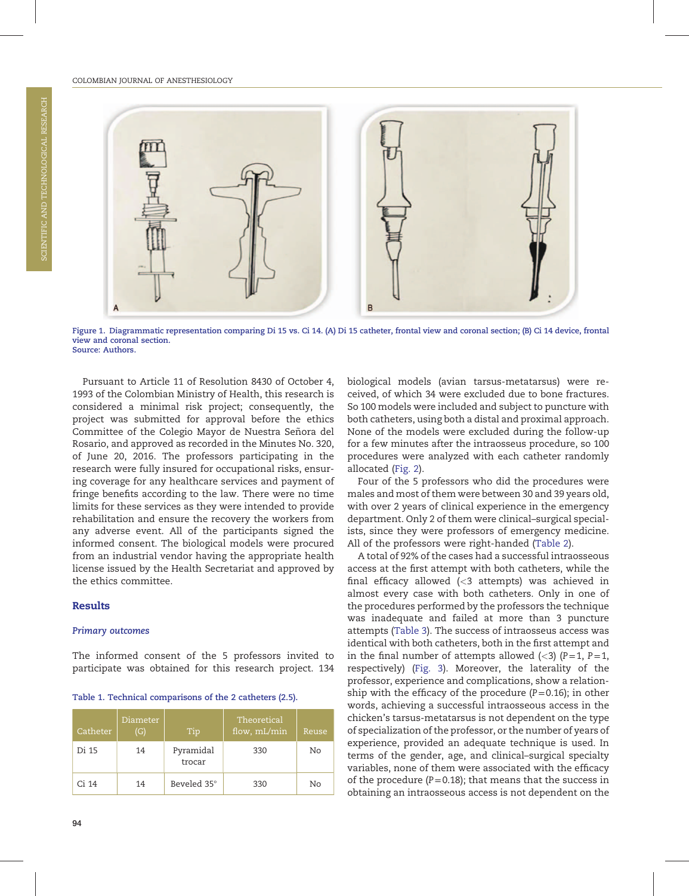Figure 1. Diagrammatic representation comparing Di 15 vs. Ci 14. (A) Di 15 catheter, frontal view and coronal section; (B) Ci 14 device, frontal view and coronal section.
Source: Authors.

Pursuant to Article 11 of Resolution 8430 of October 4, 1993 of the Colombian Ministry of Health, this research is considered a minimal risk project; consequently, the project was submitted for approval before the ethics Committee of the Colegio Mayor de Nuestra Señora del Rosario, and approved as recorded in the Minutes No. 320, of June 20, 2016. The professors participating in the research were fully insured for occupational risks, ensuring coverage for any healthcare services and payment of fringe benefits according to the law. There were no time limits for these services as they were intended to provide rehabilitation and ensure the recovery the workers from any adverse event. All of the participants signed the informed consent. The biological models were procured from an industrial vendor having the appropriate health license issued by the Health Secretariat and approved by the ethics committee.

## Results

### *Primary outcomes*

The informed consent of the 5 professors invited to participate was obtained for this research project. 134 biological models (avian tarsus-metatarsus) were received, of which 34 were excluded due to bone fractures. So 100 models were included and subject to puncture with both catheters, using both a distal and proximal approach. None of the models were excluded during the follow-up for a few minutes after the intraosseus procedure, so 100 procedures were analyzed with each catheter randomly allocated (Fig. 2).

Four of the 5 professors who did the procedures were males and most of them were between 30 and 39 years old, with over 2 years of clinical experience in the emergency department. Only 2 of them were clinical–surgical specialists, since they were professors of emergency medicine. All of the professors were right-handed (Table 2).

A total of 92% of the cases had a successful intraosseous access at the first attempt with both catheters, while the final efficacy allowed (<3 attempts) was achieved in almost every case with both catheters. Only in one of the procedures performed by the professors the technique was inadequate and failed at more than 3 puncture attempts (Table 3). The success of intraosseus access was identical with both catheters, both in the first attempt and in the final number of attempts allowed (<3) ($P=1$, $P=1$, respectively) (Fig. 3). Moreover, the laterality of the professor, experience and complications, show a relationship with the efficacy of the procedure ($P=0.16$); in other words, achieving a successful intraosseous access in the chicken's tarsus-metatarsus is not dependent on the type of specialization of the professor, or the number of years of experience, provided an adequate technique is used. In terms of the gender, age, and clinical–surgical specialty variables, none of them were associated with the efficacy of the procedure ($P=0.18$); that means that the success in obtaining an intraosseous access is not dependent on the

Table 1. Technical comparisons of the 2 catheters (2.5).

| Catheter | Diameter (G) | Tip | Theoretical flow, mL/min | Reuse |
|---|---|---|---|---|
| Di 15 | 14 | Pyramidal trocar | 330 | No |
| Ci 14 | 14 | Beveled 35° | 330 | No |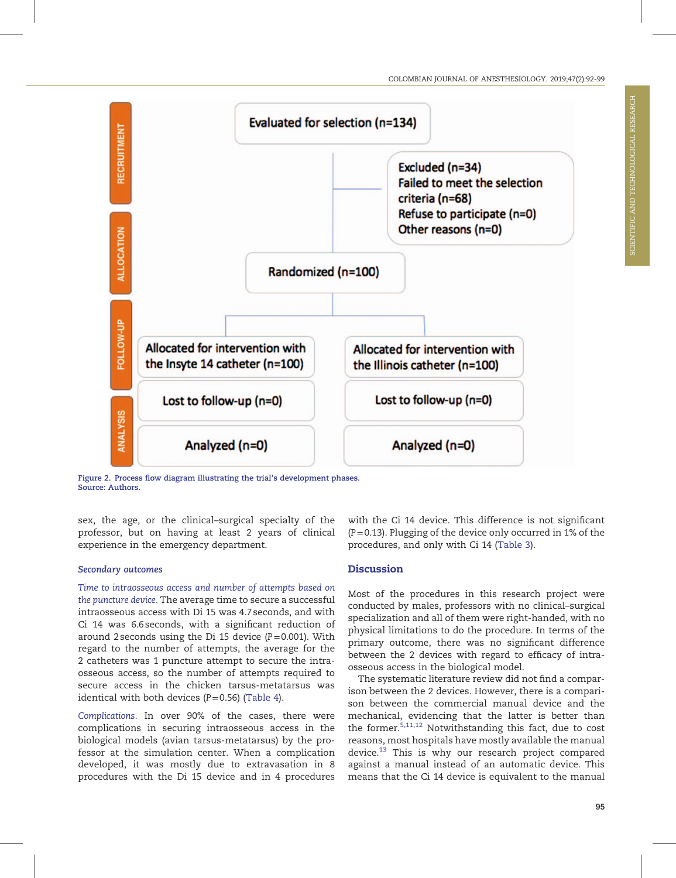RECRUITMENT

Evaluated for selection (n=134)

Excluded (n=34)
Failed to meet the selection criteria (n=68)
Refuse to participate (n=0)
Other reasons (n=0)

ALLOCATION

Randomized (n=100)

FOLLOW-UP

Allocated for intervention with the Insyte 14 catheter (n=100)

Allocated for intervention with the Illinois catheter (n=100)

Lost to follow-up (n=0)

Lost to follow-up (n=0)

ANALYSIS

Analyzed (n=0)

Analyzed (n=0)

Figure 2. Process flow diagram illustrating the trial's development phases.
Source: Authors.

sex, the age, or the clinical–surgical specialty of the professor, but on having at least 2 years of clinical experience in the emergency department.

### Secondary outcomes

*Time to intraosseous access and number of attempts based on the puncture device.* The average time to secure a successful intraosseous access with Di 15 was 4.7 seconds, and with Ci 14 was 6.6 seconds, with a significant reduction of around 2 seconds using the Di 15 device ($P = 0.001$). With regard to the number of attempts, the average for the 2 catheters was 1 puncture attempt to secure the intraosseous access, so the number of attempts required to secure access in the chicken tarsus-metatarsus was identical with both devices ($P = 0.56$) (Table 4).

*Complications.* In over 90% of the cases, there were complications in securing intraosseous access in the biological models (avian tarsus-metatarsus) by the professor at the simulation center. When a complication developed, it was mostly due to extravasation in 8 procedures with the Di 15 device and in 4 procedures with the Ci 14 device. This difference is not significant ($P = 0.13$). Plugging of the device only occurred in 1% of the procedures, and only with Ci 14 (Table 3).

## Discussion

Most of the procedures in this research project were conducted by males, professors with no clinical–surgical specialization and all of them were right-handed, with no physical limitations to do the procedure. In terms of the primary outcome, there was no significant difference between the 2 devices with regard to efficacy of intraosseous access in the biological model.

The systematic literature review did not find a comparison between the 2 devices. However, there is a comparison between the commercial manual device and the mechanical, evidencing that the latter is better than the former.[5,11,12] Notwithstanding this fact, due to cost reasons, most hospitals have mostly available the manual device.[13] This is why our research project compared against a manual instead of an automatic device. This means that the Ci 14 device is equivalent to the manual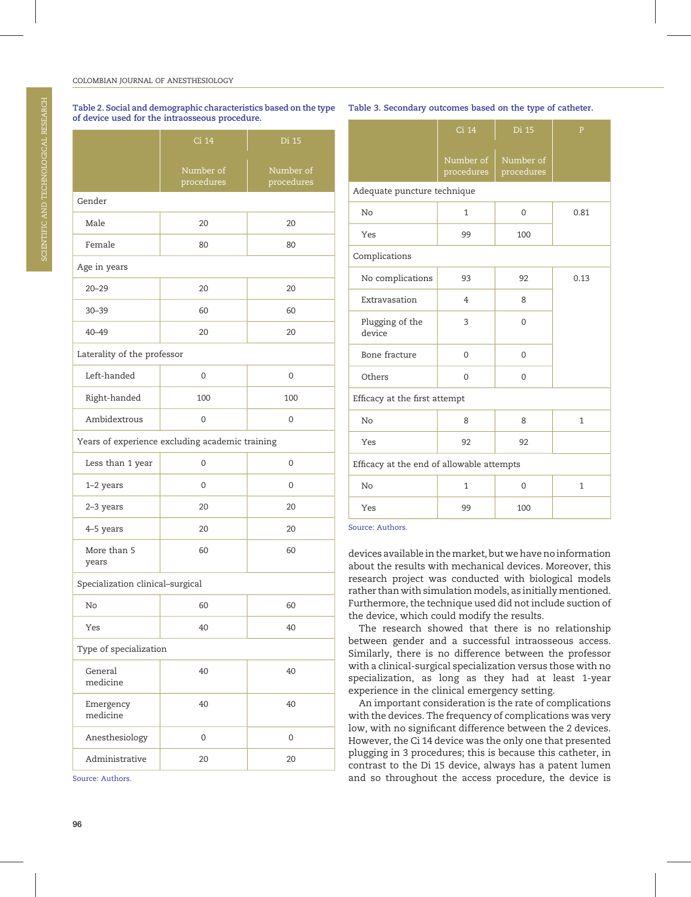Table 2. Social and demographic characteristics based on the type of device used for the intraosseous procedure.

| | Ci 14 | Di 15 |
|---|---|---|
| | Number of procedures | Number of procedures |
| Gender | | |
| Male | 20 | 20 |
| Female | 80 | 80 |
| Age in years | | |
| 20–29 | 20 | 20 |
| 30–39 | 60 | 60 |
| 40–49 | 20 | 20 |
| Laterality of the professor | | |
| Left-handed | 0 | 0 |
| Right-handed | 100 | 100 |
| Ambidextrous | 0 | 0 |
| Years of experience excluding academic training | | |
| Less than 1 year | 0 | 0 |
| 1–2 years | 0 | 0 |
| 2–3 years | 20 | 20 |
| 4–5 years | 20 | 20 |
| More than 5 years | 60 | 60 |
| Specialization clinical–surgical | | |
| No | 60 | 60 |
| Yes | 40 | 40 |
| Type of specialization | | |
| General medicine | 40 | 40 |
| Emergency medicine | 40 | 40 |
| Anesthesiology | 0 | 0 |
| Administrative | 20 | 20 |

Source: Authors.

Table 3. Secondary outcomes based on the type of catheter.

| | Ci 14 | Di 15 | P |
|---|---|---|---|
| | Number of procedures | Number of procedures | |
| Adequate puncture technique | | | |
| No | 1 | 0 | 0.81 |
| Yes | 99 | 100 | |
| Complications | | | |
| No complications | 93 | 92 | 0.13 |
| Extravasation | 4 | 8 | |
| Plugging of the device | 3 | 0 | |
| Bone fracture | 0 | 0 | |
| Others | 0 | 0 | |
| Efficacy at the first attempt | | | |
| No | 8 | 8 | 1 |
| Yes | 92 | 92 | |
| Efficacy at the end of allowable attempts | | | |
| No | 1 | 0 | 1 |
| Yes | 99 | 100 | |

Source: Authors.

devices available in the market, but we have no information about the results with mechanical devices. Moreover, this research project was conducted with biological models rather than with simulation models, as initially mentioned. Furthermore, the technique used did not include suction of the device, which could modify the results.

The research showed that there is no relationship between gender and a successful intraosseous access. Similarly, there is no difference between the professor with a clinical-surgical specialization versus those with no specialization, as long as they had at least 1-year experience in the clinical emergency setting.

An important consideration is the rate of complications with the devices. The frequency of complications was very low, with no significant difference between the 2 devices. However, the Ci 14 device was the only one that presented plugging in 3 procedures; this is because this catheter, in contrast to the Di 15 device, always has a patent lumen and so throughout the access procedure, the device is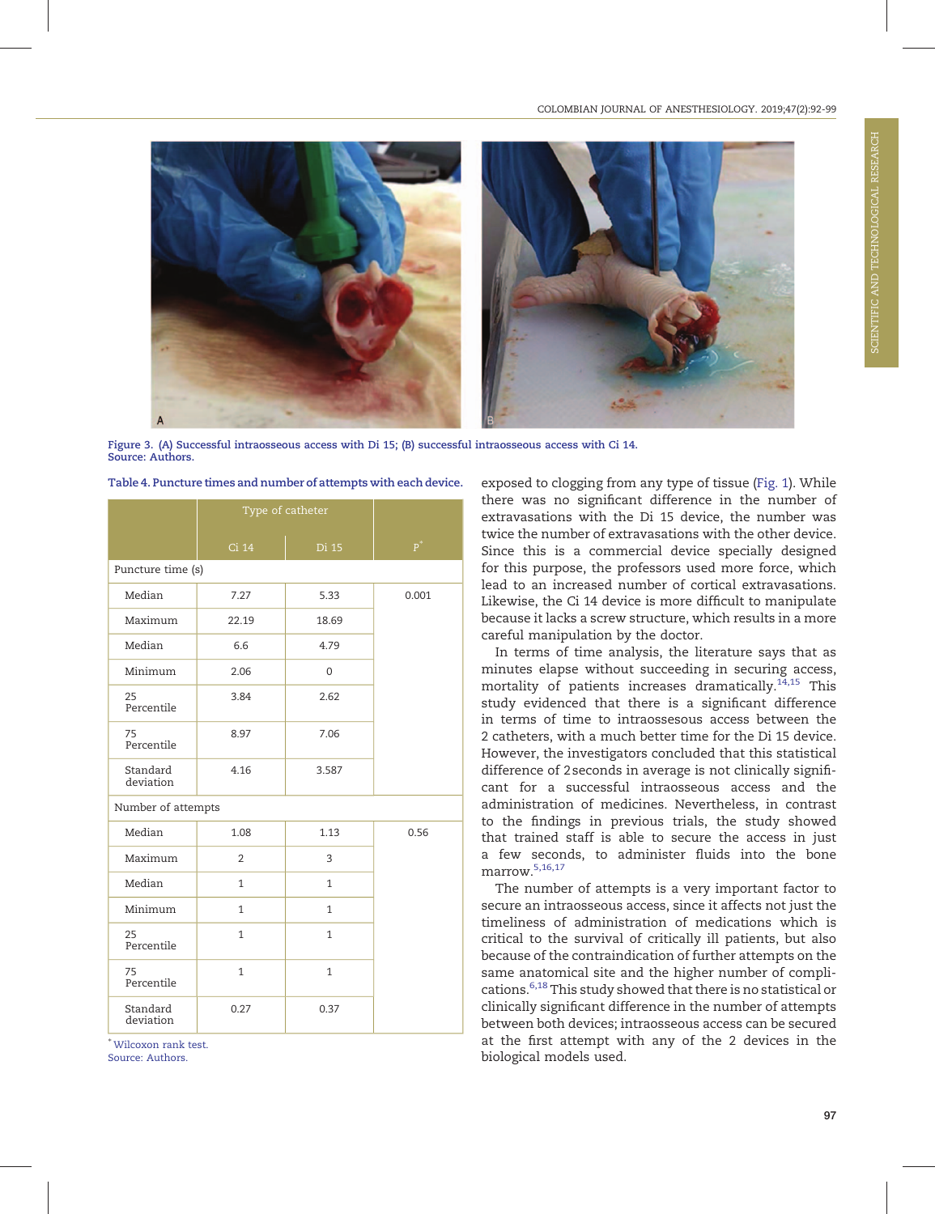Figure 3. (A) Successful intraosseous access with Di 15; (B) successful intraosseous access with Ci 14.
Source: Authors.

Table 4. Puncture times and number of attempts with each device.

| | Type of catheter | | |
|---|---|---|---|
| | Ci 14 | Di 15 | P* |
| Puncture time (s) | | | |
| Median | 7.27 | 5.33 | 0.001 |
| Maximum | 22.19 | 18.69 | |
| Median | 6.6 | 4.79 | |
| Minimum | 2.06 | 0 | |
| 25 Percentile | 3.84 | 2.62 | |
| 75 Percentile | 8.97 | 7.06 | |
| Standard deviation | 4.16 | 3.587 | |
| Number of attempts | | | |
| Median | 1.08 | 1.13 | 0.56 |
| Maximum | 2 | 3 | |
| Median | 1 | 1 | |
| Minimum | 1 | 1 | |
| 25 Percentile | 1 | 1 | |
| 75 Percentile | 1 | 1 | |
| Standard deviation | 0.27 | 0.37 | |

\* Wilcoxon rank test.
Source: Authors.

exposed to clogging from any type of tissue (Fig. 1). While there was no significant difference in the number of extravasations with the Di 15 device, the number was twice the number of extravasations with the other device. Since this is a commercial device specially designed for this purpose, the professors used more force, which lead to an increased number of cortical extravasations. Likewise, the Ci 14 device is more difficult to manipulate because it lacks a screw structure, which results in a more careful manipulation by the doctor.

In terms of time analysis, the literature says that as minutes elapse without succeeding in securing access, mortality of patients increases dramatically.[14,15] This study evidenced that there is a significant difference in terms of time to intraossesous access between the 2 catheters, with a much better time for the Di 15 device. However, the investigators concluded that this statistical difference of 2 seconds in average is not clinically significant for a successful intraosseous access and the administration of medicines. Nevertheless, in contrast to the findings in previous trials, the study showed that trained staff is able to secure the access in just a few seconds, to administer fluids into the bone marrow.[5,16,17]

The number of attempts is a very important factor to secure an intraosseous access, since it affects not just the timeliness of administration of medications which is critical to the survival of critically ill patients, but also because of the contraindication of further attempts on the same anatomical site and the higher number of complications.[6,18] This study showed that there is no statistical or clinically significant difference in the number of attempts between both devices; intraosseous access can be secured at the first attempt with any of the 2 devices in the biological models used.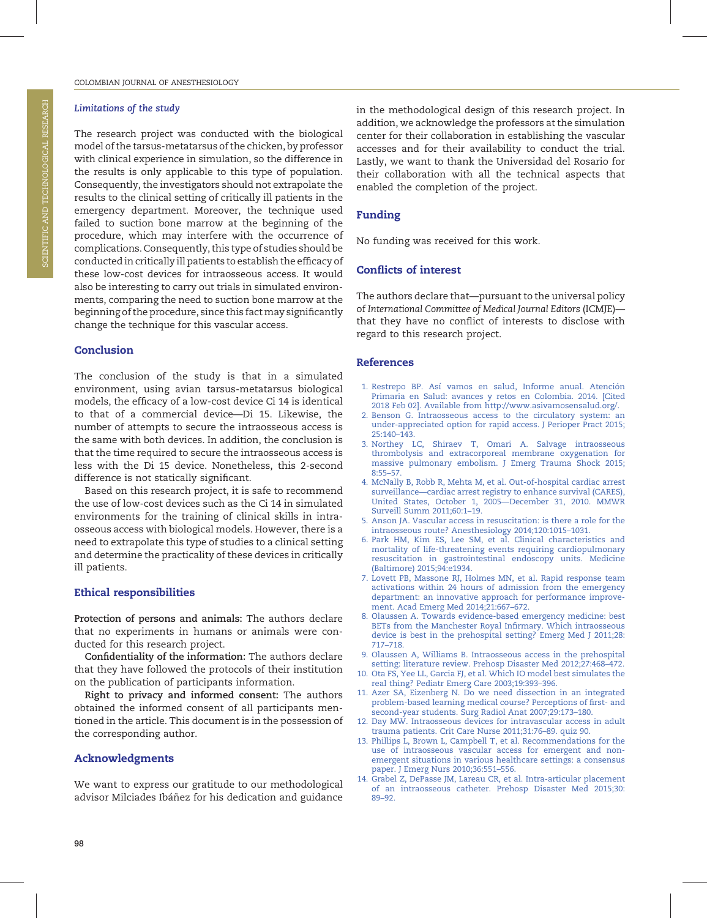### *Limitations of the study*

The research project was conducted with the biological model of the tarsus-metatarsus of the chicken, by professor with clinical experience in simulation, so the difference in the results is only applicable to this type of population. Consequently, the investigators should not extrapolate the results to the clinical setting of critically ill patients in the emergency department. Moreover, the technique used failed to suction bone marrow at the beginning of the procedure, which may interfere with the occurrence of complications. Consequently, this type of studies should be conducted in critically ill patients to establish the efficacy of these low-cost devices for intraosseous access. It would also be interesting to carry out trials in simulated environments, comparing the need to suction bone marrow at the beginning of the procedure, since this fact may significantly change the technique for this vascular access.

## Conclusion

The conclusion of the study is that in a simulated environment, using avian tarsus-metatarsus biological models, the efficacy of a low-cost device Ci 14 is identical to that of a commercial device—Di 15. Likewise, the number of attempts to secure the intraosseous access is the same with both devices. In addition, the conclusion is that the time required to secure the intraosseous access is less with the Di 15 device. Nonetheless, this 2-second difference is not statically significant.

Based on this research project, it is safe to recommend the use of low-cost devices such as the Ci 14 in simulated environments for the training of clinical skills in intraosseous access with biological models. However, there is a need to extrapolate this type of studies to a clinical setting and determine the practicality of these devices in critically ill patients.

## Ethical responsibilities

**Protection of persons and animals:** The authors declare that no experiments in humans or animals were conducted for this research project.

**Confidentiality of the information:** The authors declare that they have followed the protocols of their institution on the publication of participants information.

**Right to privacy and informed consent:** The authors obtained the informed consent of all participants mentioned in the article. This document is in the possession of the corresponding author.

## Acknowledgments

We want to express our gratitude to our methodological advisor Milciades Ibáñez for his dedication and guidance in the methodological design of this research project. In addition, we acknowledge the professors at the simulation center for their collaboration in establishing the vascular accesses and for their availability to conduct the trial. Lastly, we want to thank the Universidad del Rosario for their collaboration with all the technical aspects that enabled the completion of the project.

## Funding

No funding was received for this work.

## Conflicts of interest

The authors declare that—pursuant to the universal policy of *International Committee of Medical Journal Editors* (ICMJE)—that they have no conflict of interests to disclose with regard to this research project.

## References

1. Restrepo BP. Así vamos en salud, Informe anual. Atención Primaria en Salud: avances y retos en Colombia. 2014. [Cited 2018 Feb 02]. Available from http://www.asivamosensalud.org/.
2. Benson G. Intraosseous access to the circulatory system: an under-appreciated option for rapid access. J Perioper Pract 2015; 25:140–143.
3. Northey LC, Shiraev T, Omari A. Salvage intraosseous thrombolysis and extracorporeal membrane oxygenation for massive pulmonary embolism. J Emerg Trauma Shock 2015; 8:55–57.
4. McNally B, Robb R, Mehta M, et al. Out-of-hospital cardiac arrest surveillance—cardiac arrest registry to enhance survival (CARES), United States, October 1, 2005—December 31, 2010. MMWR Surveill Summ 2011;60:1–19.
5. Anson JA. Vascular access in resuscitation: is there a role for the intraosseous route? Anesthesiology 2014;120:1015–1031.
6. Park HM, Kim ES, Lee SM, et al. Clinical characteristics and mortality of life-threatening events requiring cardiopulmonary resuscitation in gastrointestinal endoscopy units. Medicine (Baltimore) 2015;94:e1934.
7. Lovett PB, Massone RJ, Holmes MN, et al. Rapid response team activations within 24 hours of admission from the emergency department: an innovative approach for performance improvement. Acad Emerg Med 2014;21:667–672.
8. Olaussen A. Towards evidence-based emergency medicine: best BETs from the Manchester Royal Infirmary. Which intraosseous device is best in the prehospital setting? Emerg Med J 2011;28: 717–718.
9. Olaussen A, Williams B. Intraosseous access in the prehospital setting: literature review. Prehosp Disaster Med 2012;27:468–472.
10. Ota FS, Yee LL, Garcia FJ, et al. Which IO model best simulates the real thing? Pediatr Emerg Care 2003;19:393–396.
11. Azer SA, Eizenberg N. Do we need dissection in an integrated problem-based learning medical course? Perceptions of first- and second-year students. Surg Radiol Anat 2007;29:173–180.
12. Day MW. Intraosseous devices for intravascular access in adult trauma patients. Crit Care Nurse 2011;31:76–89. quiz 90.
13. Phillips L, Brown L, Campbell T, et al. Recommendations for the use of intraosseous vascular access for emergent and non-emergent situations in various healthcare settings: a consensus paper. J Emerg Nurs 2010;36:551–556.
14. Grabel Z, DePasse JM, Lareau CR, et al. Intra-articular placement of an intraosseous catheter. Prehosp Disaster Med 2015;30: 89–92.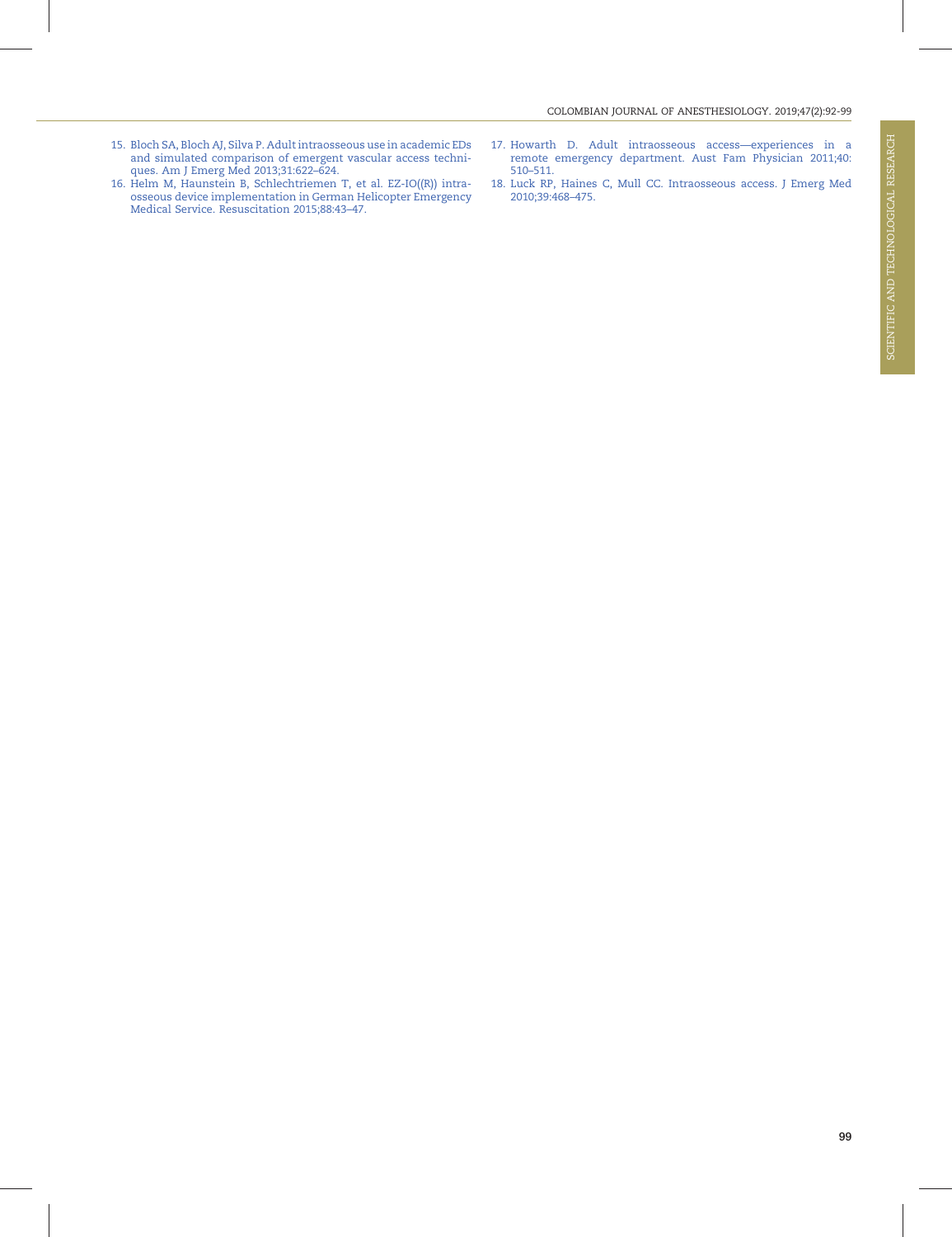15. Bloch SA, Bloch AJ, Silva P. Adult intraosseous use in academic EDs and simulated comparison of emergent vascular access techniques. Am J Emerg Med 2013;31:622–624.
16. Helm M, Haunstein B, Schlechtriemen T, et al. EZ-IO((R)) intraosseous device implementation in German Helicopter Emergency Medical Service. Resuscitation 2015;88:43–47.
17. Howarth D. Adult intraosseous access—experiences in a remote emergency department. Aust Fam Physician 2011;40: 510–511.
18. Luck RP, Haines C, Mull CC. Intraosseous access. J Emerg Med 2010;39:468–475.